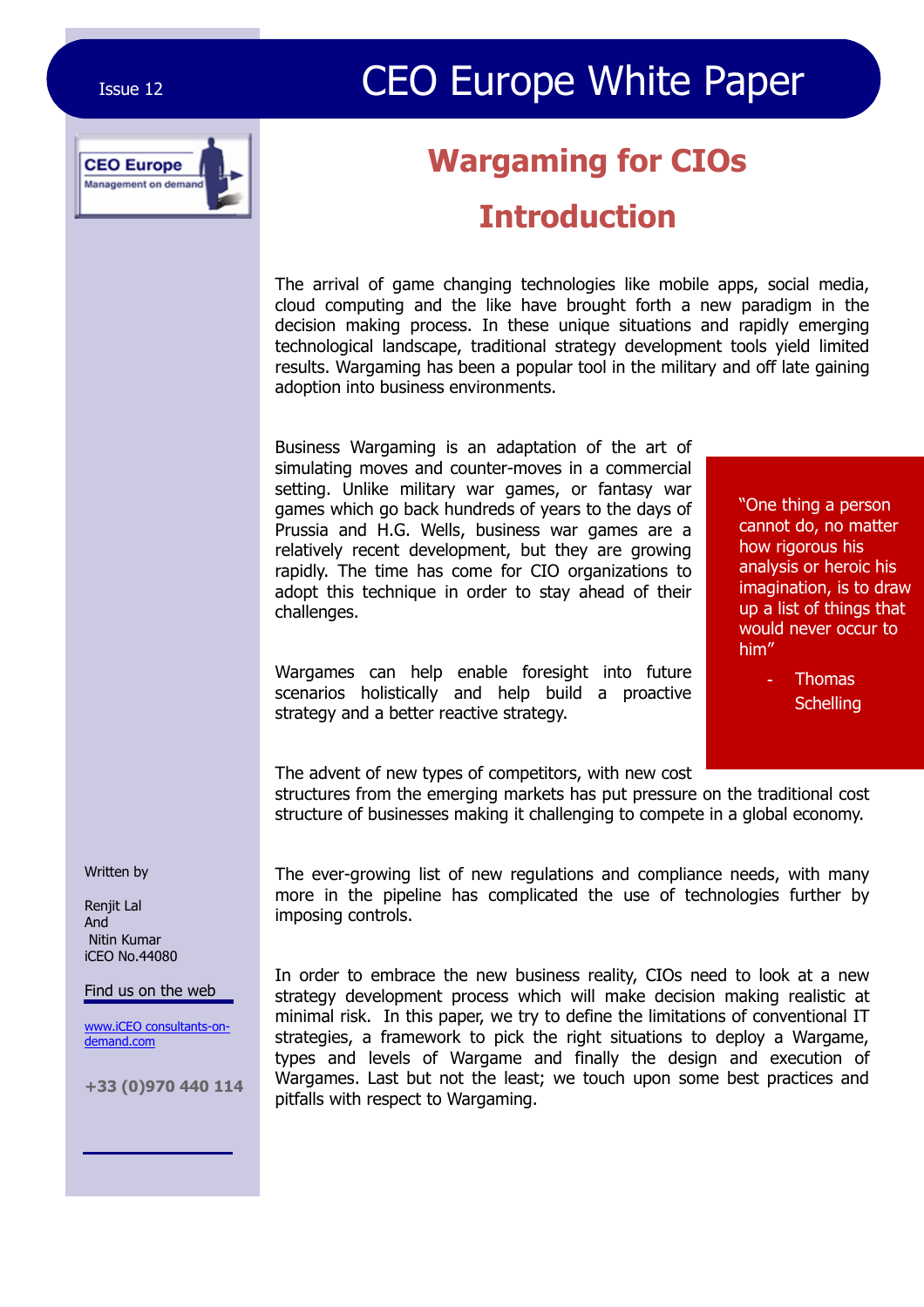# Wargaming for CIOs

## Introduction

The arrival of game changing technologies like mobile apps, social media, cloud computing and the like have brought forth a new paradigm in the decision making process. In these unique situations and rapidly emerging technological landscape, traditional strategy development tools yield limited results. Wargaming has been a popular tool in the military and off late gaining adoption into business environments.

Business Wargaming is an adaptation of the art of simulating moves and counter-moves in a commercial setting. Unlike military war games, or fantasy war games which go back hundreds of years to the days of Prussia and H.G. Wells, business war games are a relatively recent development, but they are growing rapidly. The time has come for CIO organizations to adopt this technique in order to stay ahead of their challenges.

> "One thing a person cannot do, no matter how rigorous his analysis or heroic his imagination, is to draw up a list of things that would never occur to him"
>
> - Thomas Schelling

Wargames can help enable foresight into future scenarios holistically and help build a proactive strategy and a better reactive strategy.

The advent of new types of competitors, with new cost structures from the emerging markets has put pressure on the traditional cost structure of businesses making it challenging to compete in a global economy.

The ever-growing list of new regulations and compliance needs, with many more in the pipeline has complicated the use of technologies further by imposing controls.

In order to embrace the new business reality, CIOs need to look at a new strategy development process which will make decision making realistic at minimal risk. In this paper, we try to define the limitations of conventional IT strategies, a framework to pick the right situations to deploy a Wargame, types and levels of Wargame and finally the design and execution of Wargames. Last but not the least; we touch upon some best practices and pitfalls with respect to Wargaming.

Written by

Renjit Lal
And
Nitin Kumar
iCEO No.44080

Find us on the web

www.iCEO consultants-on-demand.com

**+33 (0)970 440 114**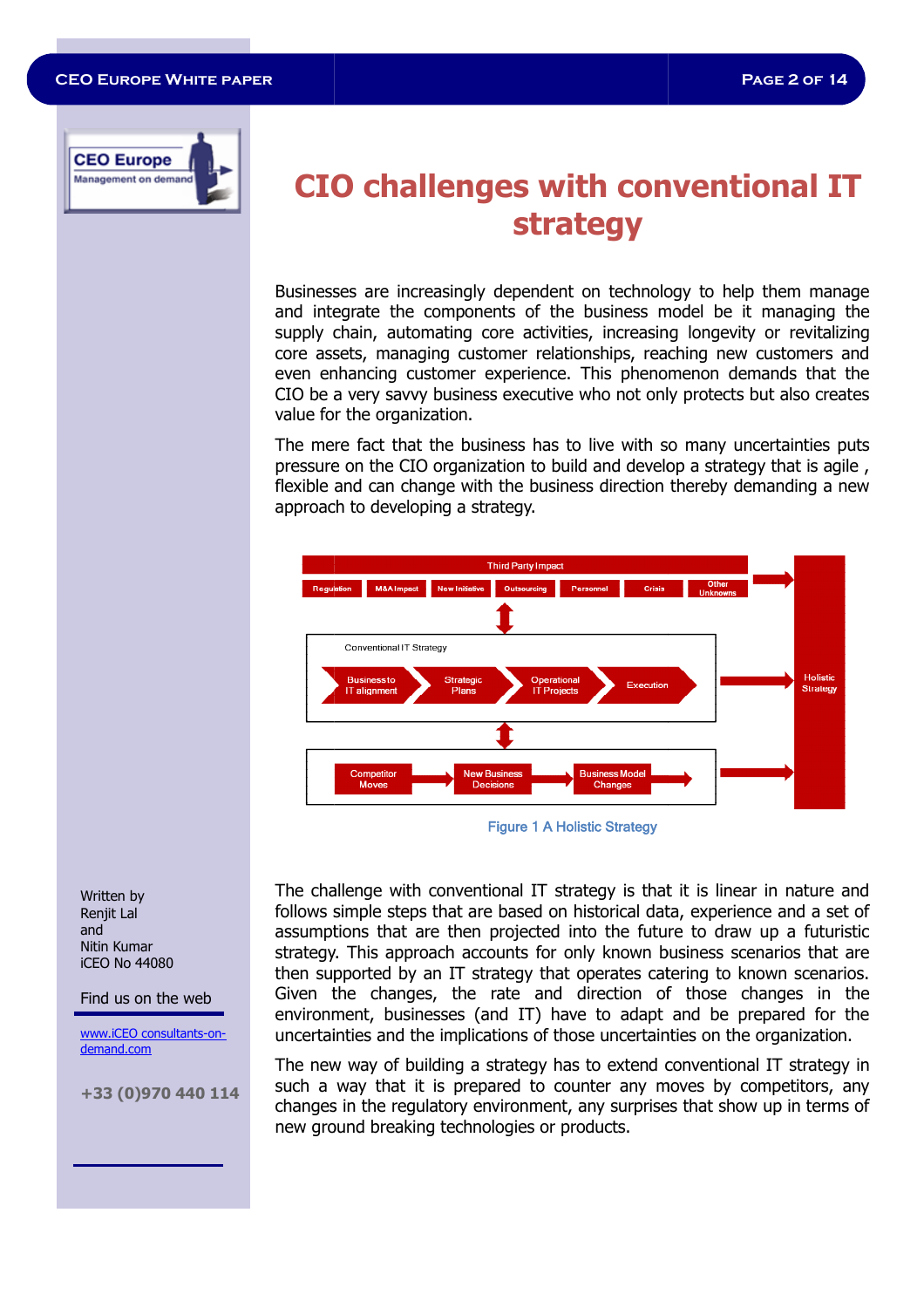# CIO challenges with conventional IT strategy

Businesses are increasingly dependent on technology to help them manage and integrate the components of the business model be it managing the supply chain, automating core activities, increasing longevity or revitalizing core assets, managing customer relationships, reaching new customers and even enhancing customer experience. This phenomenon demands that the CIO be a very savvy business executive who not only protects but also creates value for the organization.

The mere fact that the business has to live with so many uncertainties puts pressure on the CIO organization to build and develop a strategy that is agile , flexible and can change with the business direction thereby demanding a new approach to developing a strategy.

Third Party Impact

Regulation | M&A Impact | New Initiative | Outsourcing | Personnel | Crisis | Other Unknowns

Conventional IT Strategy

Business to IT alignment → Strategic Plans → Operational IT Projects → Execution

Competitor Moves → New Business Decisions → Business Model Changes

Holistic Strategy

Figure 1 A Holistic Strategy

The challenge with conventional IT strategy is that it is linear in nature and follows simple steps that are based on historical data, experience and a set of assumptions that are then projected into the future to draw up a futuristic strategy. This approach accounts for only known business scenarios that are then supported by an IT strategy that operates catering to known scenarios. Given the changes, the rate and direction of those changes in the environment, businesses (and IT) have to adapt and be prepared for the uncertainties and the implications of those uncertainties on the organization.

The new way of building a strategy has to extend conventional IT strategy in such a way that it is prepared to counter any moves by competitors, any changes in the regulatory environment, any surprises that show up in terms of new ground breaking technologies or products.

Written by
Renjit Lal
and
Nitin Kumar
iCEO No 44080

Find us on the web

www.iCEO consultants-on-demand.com

+33 (0)970 440 114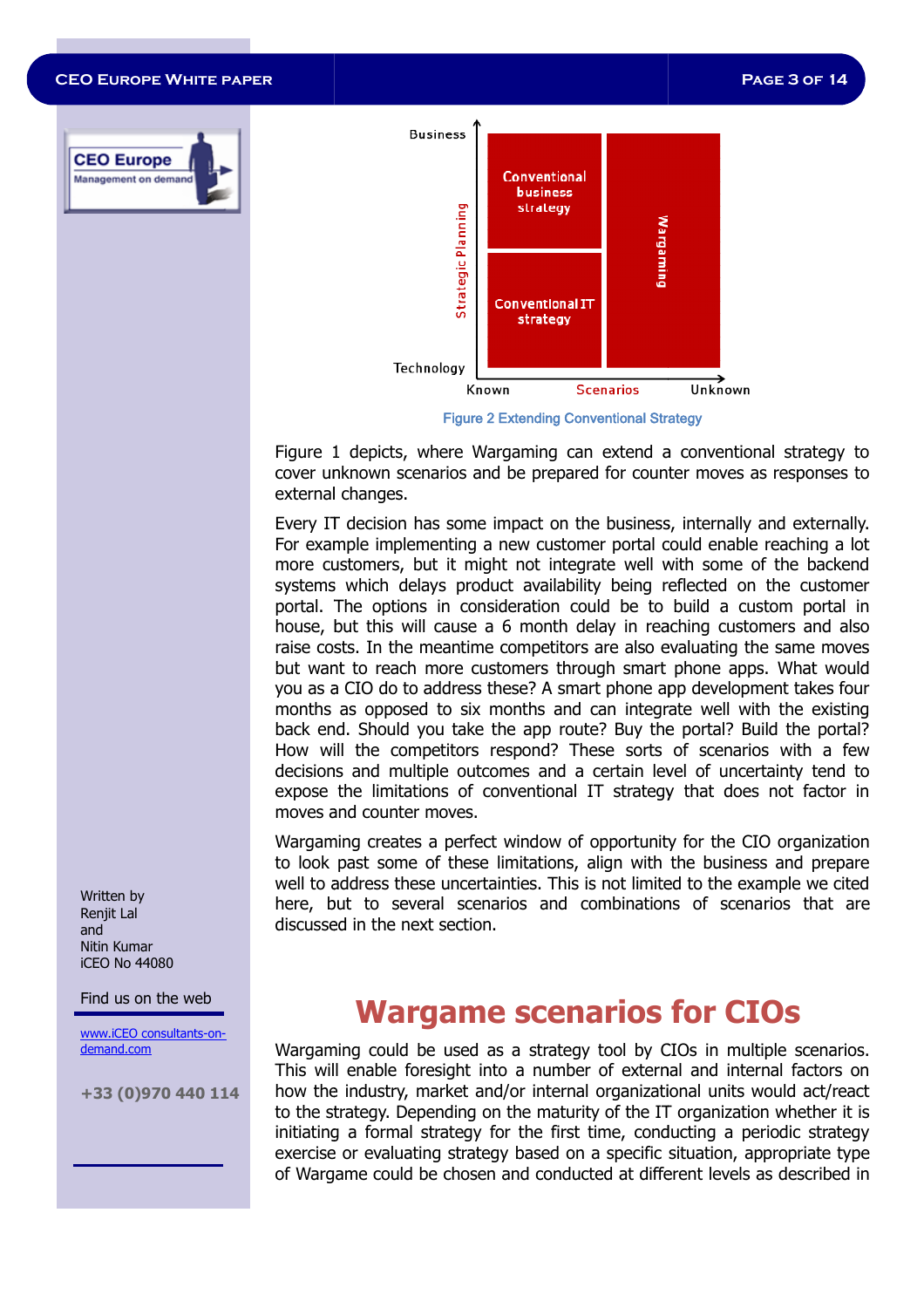Business

Strategic Planning

Conventional business strategy

Conventional IT strategy

Wargaming

Technology

Known — Scenarios — Unknown

Figure 2 Extending Conventional Strategy

Figure 1 depicts, where Wargaming can extend a conventional strategy to cover unknown scenarios and be prepared for counter moves as responses to external changes.

Every IT decision has some impact on the business, internally and externally. For example implementing a new customer portal could enable reaching a lot more customers, but it might not integrate well with some of the backend systems which delays product availability being reflected on the customer portal. The options in consideration could be to build a custom portal in house, but this will cause a 6 month delay in reaching customers and also raise costs. In the meantime competitors are also evaluating the same moves but want to reach more customers through smart phone apps. What would you as a CIO do to address these? A smart phone app development takes four months as opposed to six months and can integrate well with the existing back end. Should you take the app route? Buy the portal? Build the portal? How will the competitors respond? These sorts of scenarios with a few decisions and multiple outcomes and a certain level of uncertainty tend to expose the limitations of conventional IT strategy that does not factor in moves and counter moves.

Wargaming creates a perfect window of opportunity for the CIO organization to look past some of these limitations, align with the business and prepare well to address these uncertainties. This is not limited to the example we cited here, but to several scenarios and combinations of scenarios that are discussed in the next section.

## Wargame scenarios for CIOs

Wargaming could be used as a strategy tool by CIOs in multiple scenarios. This will enable foresight into a number of external and internal factors on how the industry, market and/or internal organizational units would act/react to the strategy. Depending on the maturity of the IT organization whether it is initiating a formal strategy for the first time, conducting a periodic strategy exercise or evaluating strategy based on a specific situation, appropriate type of Wargame could be chosen and conducted at different levels as described in

Written by
Renjit Lal
and
Nitin Kumar
iCEO No 44080

Find us on the web

www.iCEO consultants-on-demand.com

+33 (0)970 440 114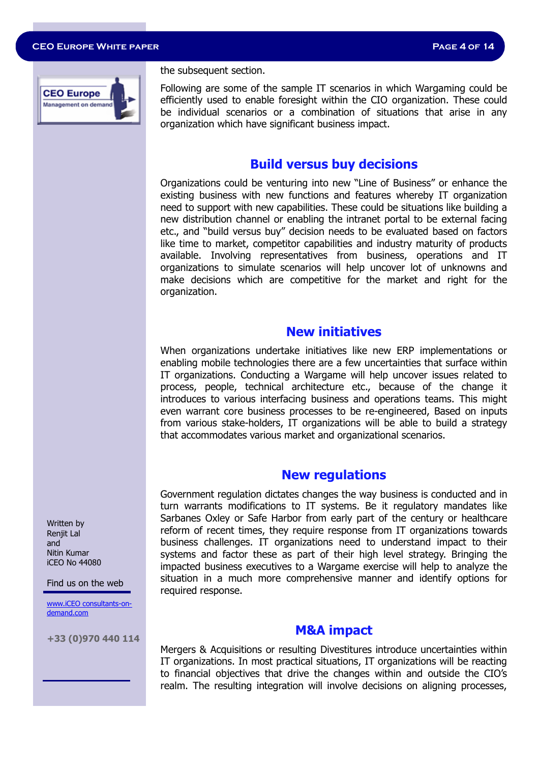the subsequent section.

Following are some of the sample IT scenarios in which Wargaming could be efficiently used to enable foresight within the CIO organization. These could be individual scenarios or a combination of situations that arise in any organization which have significant business impact.

## Build versus buy decisions

Organizations could be venturing into new "Line of Business" or enhance the existing business with new functions and features whereby IT organization need to support with new capabilities. These could be situations like building a new distribution channel or enabling the intranet portal to be external facing etc., and "build versus buy" decision needs to be evaluated based on factors like time to market, competitor capabilities and industry maturity of products available. Involving representatives from business, operations and IT organizations to simulate scenarios will help uncover lot of unknowns and make decisions which are competitive for the market and right for the organization.

## New initiatives

When organizations undertake initiatives like new ERP implementations or enabling mobile technologies there are a few uncertainties that surface within IT organizations. Conducting a Wargame will help uncover issues related to process, people, technical architecture etc., because of the change it introduces to various interfacing business and operations teams. This might even warrant core business processes to be re-engineered, Based on inputs from various stake-holders, IT organizations will be able to build a strategy that accommodates various market and organizational scenarios.

## New regulations

Government regulation dictates changes the way business is conducted and in turn warrants modifications to IT systems. Be it regulatory mandates like Sarbanes Oxley or Safe Harbor from early part of the century or healthcare reform of recent times, they require response from IT organizations towards business challenges. IT organizations need to understand impact to their systems and factor these as part of their high level strategy. Bringing the impacted business executives to a Wargame exercise will help to analyze the situation in a much more comprehensive manner and identify options for required response.

## M&A impact

Mergers & Acquisitions or resulting Divestitures introduce uncertainties within IT organizations. In most practical situations, IT organizations will be reacting to financial objectives that drive the changes within and outside the CIO's realm. The resulting integration will involve decisions on aligning processes,

Written by
Renjit Lal
and
Nitin Kumar
iCEO No 44080

Find us on the web

www.iCEO consultants-on-demand.com

**+33 (0)970 440 114**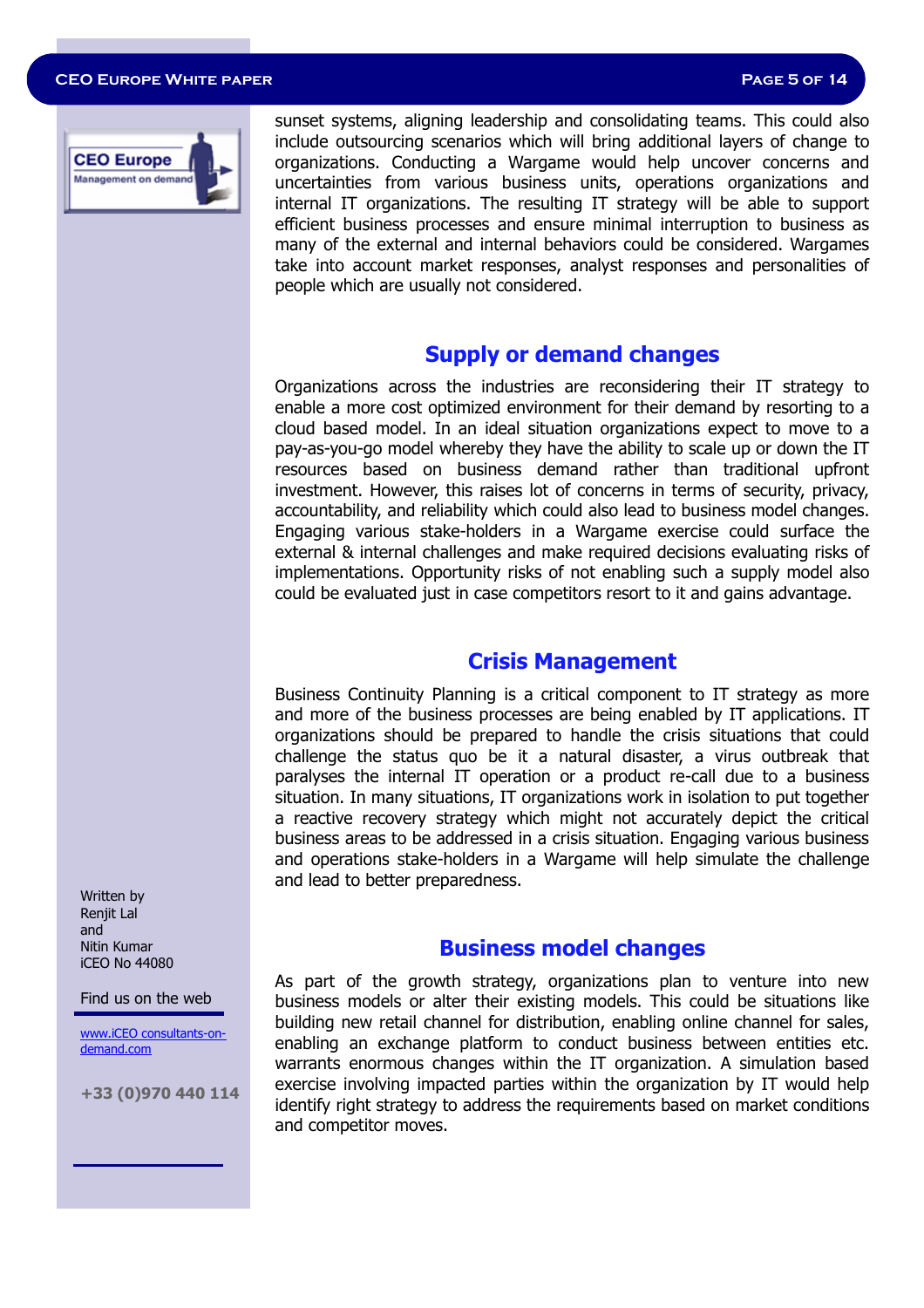sunset systems, aligning leadership and consolidating teams. This could also include outsourcing scenarios which will bring additional layers of change to organizations. Conducting a Wargame would help uncover concerns and uncertainties from various business units, operations organizations and internal IT organizations. The resulting IT strategy will be able to support efficient business processes and ensure minimal interruption to business as many of the external and internal behaviors could be considered. Wargames take into account market responses, analyst responses and personalities of people which are usually not considered.

## Supply or demand changes

Organizations across the industries are reconsidering their IT strategy to enable a more cost optimized environment for their demand by resorting to a cloud based model. In an ideal situation organizations expect to move to a pay-as-you-go model whereby they have the ability to scale up or down the IT resources based on business demand rather than traditional upfront investment. However, this raises lot of concerns in terms of security, privacy, accountability, and reliability which could also lead to business model changes. Engaging various stake-holders in a Wargame exercise could surface the external & internal challenges and make required decisions evaluating risks of implementations. Opportunity risks of not enabling such a supply model also could be evaluated just in case competitors resort to it and gains advantage.

## Crisis Management

Business Continuity Planning is a critical component to IT strategy as more and more of the business processes are being enabled by IT applications. IT organizations should be prepared to handle the crisis situations that could challenge the status quo be it a natural disaster, a virus outbreak that paralyses the internal IT operation or a product re-call due to a business situation. In many situations, IT organizations work in isolation to put together a reactive recovery strategy which might not accurately depict the critical business areas to be addressed in a crisis situation. Engaging various business and operations stake-holders in a Wargame will help simulate the challenge and lead to better preparedness.

## Business model changes

As part of the growth strategy, organizations plan to venture into new business models or alter their existing models. This could be situations like building new retail channel for distribution, enabling online channel for sales, enabling an exchange platform to conduct business between entities etc. warrants enormous changes within the IT organization. A simulation based exercise involving impacted parties within the organization by IT would help identify right strategy to address the requirements based on market conditions and competitor moves.

Written by
Renjit Lal
and
Nitin Kumar
iCEO No 44080

Find us on the web

www.iCEO consultants-on-demand.com

**+33 (0)970 440 114**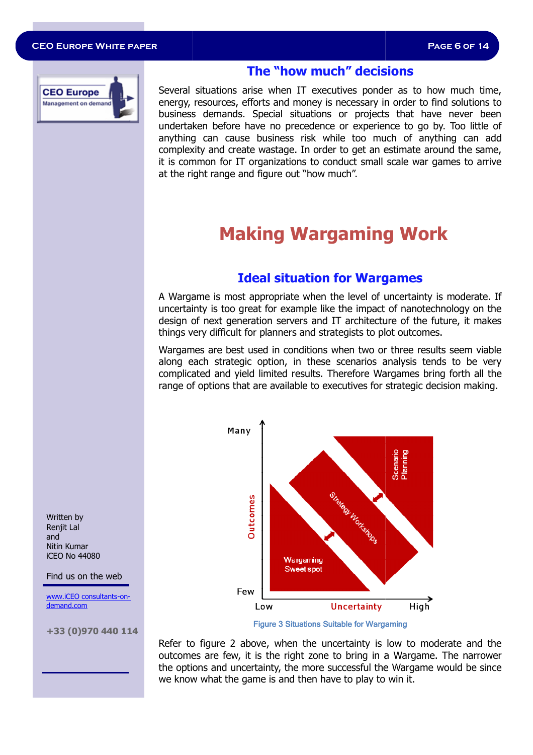## The "how much" decisions

Several situations arise when IT executives ponder as to how much time, energy, resources, efforts and money is necessary in order to find solutions to business demands. Special situations or projects that have never been undertaken before have no precedence or experience to go by. Too little of anything can cause business risk while too much of anything can add complexity and create wastage. In order to get an estimate around the same, it is common for IT organizations to conduct small scale war games to arrive at the right range and figure out "how much".

# Making Wargaming Work

## Ideal situation for Wargames

A Wargame is most appropriate when the level of uncertainty is moderate. If uncertainty is too great for example like the impact of nanotechnology on the design of next generation servers and IT architecture of the future, it makes things very difficult for planners and strategists to plot outcomes.

Wargames are best used in conditions when two or three results seem viable along each strategic option, in these scenarios analysis tends to be very complicated and yield limited results. Therefore Wargames bring forth all the range of options that are available to executives for strategic decision making.

Figure 3 Situations Suitable for Wargaming

Refer to figure 2 above, when the uncertainty is low to moderate and the outcomes are few, it is the right zone to bring in a Wargame. The narrower the options and uncertainty, the more successful the Wargame would be since we know what the game is and then have to play to win it.

Written by
Renjit Lal
and
Nitin Kumar
iCEO No 44080

Find us on the web

www.iCEO consultants-on-demand.com

+33 (0)970 440 114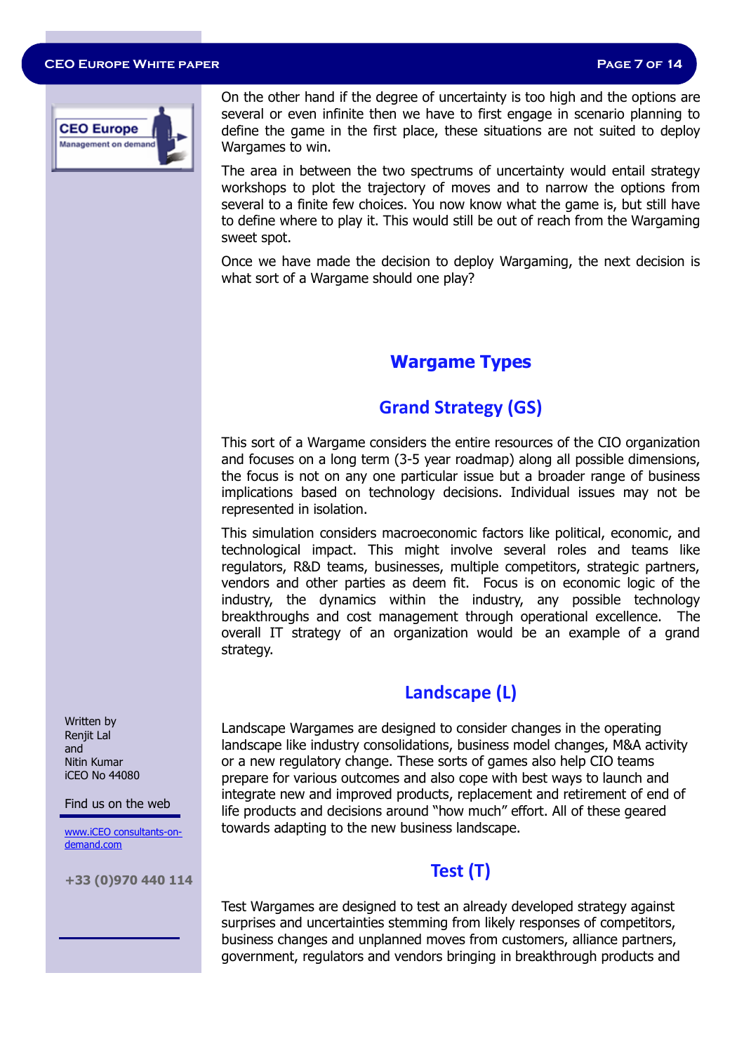On the other hand if the degree of uncertainty is too high and the options are several or even infinite then we have to first engage in scenario planning to define the game in the first place, these situations are not suited to deploy Wargames to win.

The area in between the two spectrums of uncertainty would entail strategy workshops to plot the trajectory of moves and to narrow the options from several to a finite few choices. You now know what the game is, but still have to define where to play it. This would still be out of reach from the Wargaming sweet spot.

Once we have made the decision to deploy Wargaming, the next decision is what sort of a Wargame should one play?

## Wargame Types

### Grand Strategy (GS)

This sort of a Wargame considers the entire resources of the CIO organization and focuses on a long term (3-5 year roadmap) along all possible dimensions, the focus is not on any one particular issue but a broader range of business implications based on technology decisions. Individual issues may not be represented in isolation.

This simulation considers macroeconomic factors like political, economic, and technological impact. This might involve several roles and teams like regulators, R&D teams, businesses, multiple competitors, strategic partners, vendors and other parties as deem fit. Focus is on economic logic of the industry, the dynamics within the industry, any possible technology breakthroughs and cost management through operational excellence. The overall IT strategy of an organization would be an example of a grand strategy.

### Landscape (L)

Landscape Wargames are designed to consider changes in the operating landscape like industry consolidations, business model changes, M&A activity or a new regulatory change. These sorts of games also help CIO teams prepare for various outcomes and also cope with best ways to launch and integrate new and improved products, replacement and retirement of end of life products and decisions around "how much" effort. All of these geared towards adapting to the new business landscape.

### Test (T)

Test Wargames are designed to test an already developed strategy against surprises and uncertainties stemming from likely responses of competitors, business changes and unplanned moves from customers, alliance partners, government, regulators and vendors bringing in breakthrough products and

Written by
Renjit Lal
and
Nitin Kumar
iCEO No 44080

Find us on the web

www.iCEO consultants-on-demand.com

+33 (0)970 440 114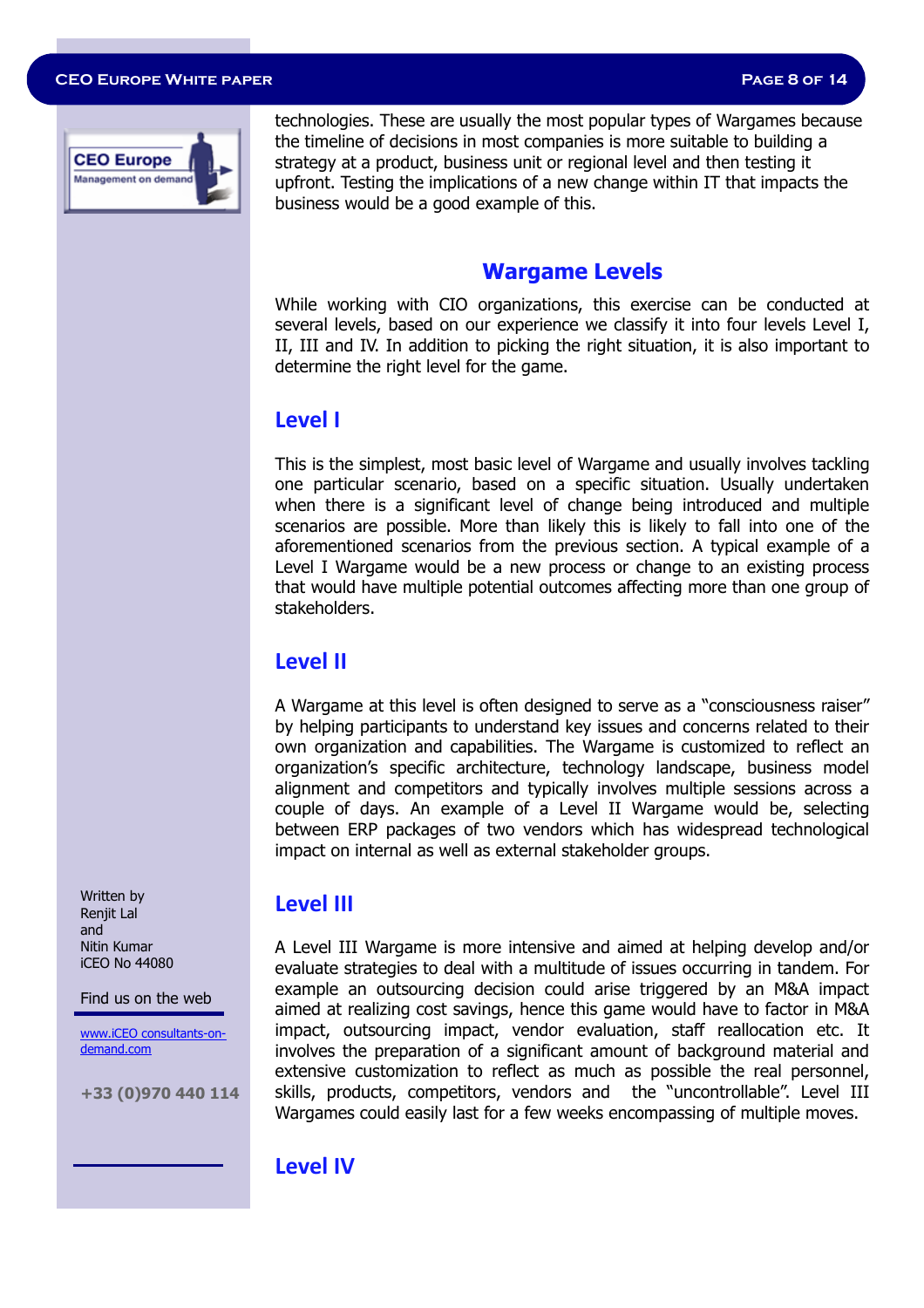technologies. These are usually the most popular types of Wargames because the timeline of decisions in most companies is more suitable to building a strategy at a product, business unit or regional level and then testing it upfront. Testing the implications of a new change within IT that impacts the business would be a good example of this.

## Wargame Levels

While working with CIO organizations, this exercise can be conducted at several levels, based on our experience we classify it into four levels Level I, II, III and IV. In addition to picking the right situation, it is also important to determine the right level for the game.

### Level I

This is the simplest, most basic level of Wargame and usually involves tackling one particular scenario, based on a specific situation. Usually undertaken when there is a significant level of change being introduced and multiple scenarios are possible. More than likely this is likely to fall into one of the aforementioned scenarios from the previous section. A typical example of a Level I Wargame would be a new process or change to an existing process that would have multiple potential outcomes affecting more than one group of stakeholders.

### Level II

A Wargame at this level is often designed to serve as a "consciousness raiser" by helping participants to understand key issues and concerns related to their own organization and capabilities. The Wargame is customized to reflect an organization's specific architecture, technology landscape, business model alignment and competitors and typically involves multiple sessions across a couple of days. An example of a Level II Wargame would be, selecting between ERP packages of two vendors which has widespread technological impact on internal as well as external stakeholder groups.

### Level III

A Level III Wargame is more intensive and aimed at helping develop and/or evaluate strategies to deal with a multitude of issues occurring in tandem. For example an outsourcing decision could arise triggered by an M&A impact aimed at realizing cost savings, hence this game would have to factor in M&A impact, outsourcing impact, vendor evaluation, staff reallocation etc. It involves the preparation of a significant amount of background material and extensive customization to reflect as much as possible the real personnel, skills, products, competitors, vendors and the "uncontrollable". Level III Wargames could easily last for a few weeks encompassing of multiple moves.

### Level IV

Written by
Renjit Lal
and
Nitin Kumar
iCEO No 44080

Find us on the web

www.iCEO consultants-on-demand.com

+33 (0)970 440 114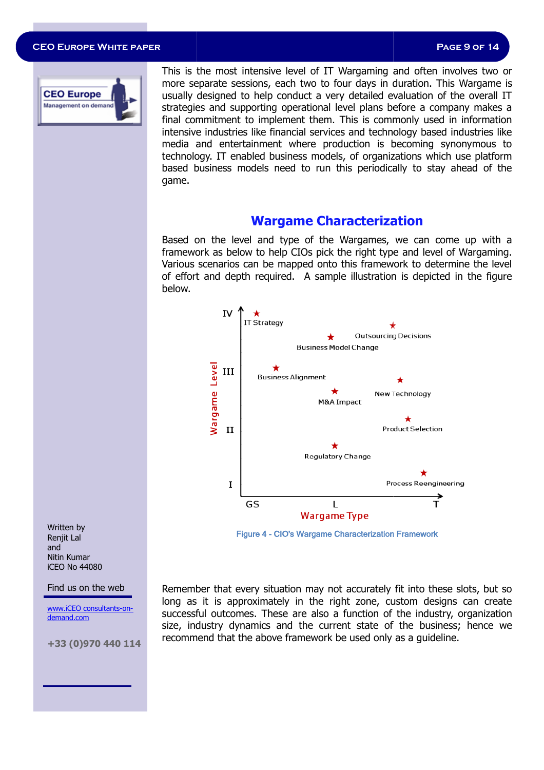This is the most intensive level of IT Wargaming and often involves two or more separate sessions, each two to four days in duration. This Wargame is usually designed to help conduct a very detailed evaluation of the overall IT strategies and supporting operational level plans before a company makes a final commitment to implement them. This is commonly used in information intensive industries like financial services and technology based industries like media and entertainment where production is becoming synonymous to technology. IT enabled business models, of organizations which use platform based business models need to run this periodically to stay ahead of the game.

## Wargame Characterization

Based on the level and type of the Wargames, we can come up with a framework as below to help CIOs pick the right type and level of Wargaming. Various scenarios can be mapped onto this framework to determine the level of effort and depth required. A sample illustration is depicted in the figure below.

Figure 4 - CIO's Wargame Characterization Framework

Remember that every situation may not accurately fit into these slots, but so long as it is approximately in the right zone, custom designs can create successful outcomes. These are also a function of the industry, organization size, industry dynamics and the current state of the business; hence we recommend that the above framework be used only as a guideline.

Written by
Renjit Lal
and
Nitin Kumar
iCEO No 44080

Find us on the web

www.iCEO consultants-on-demand.com

+33 (0)970 440 114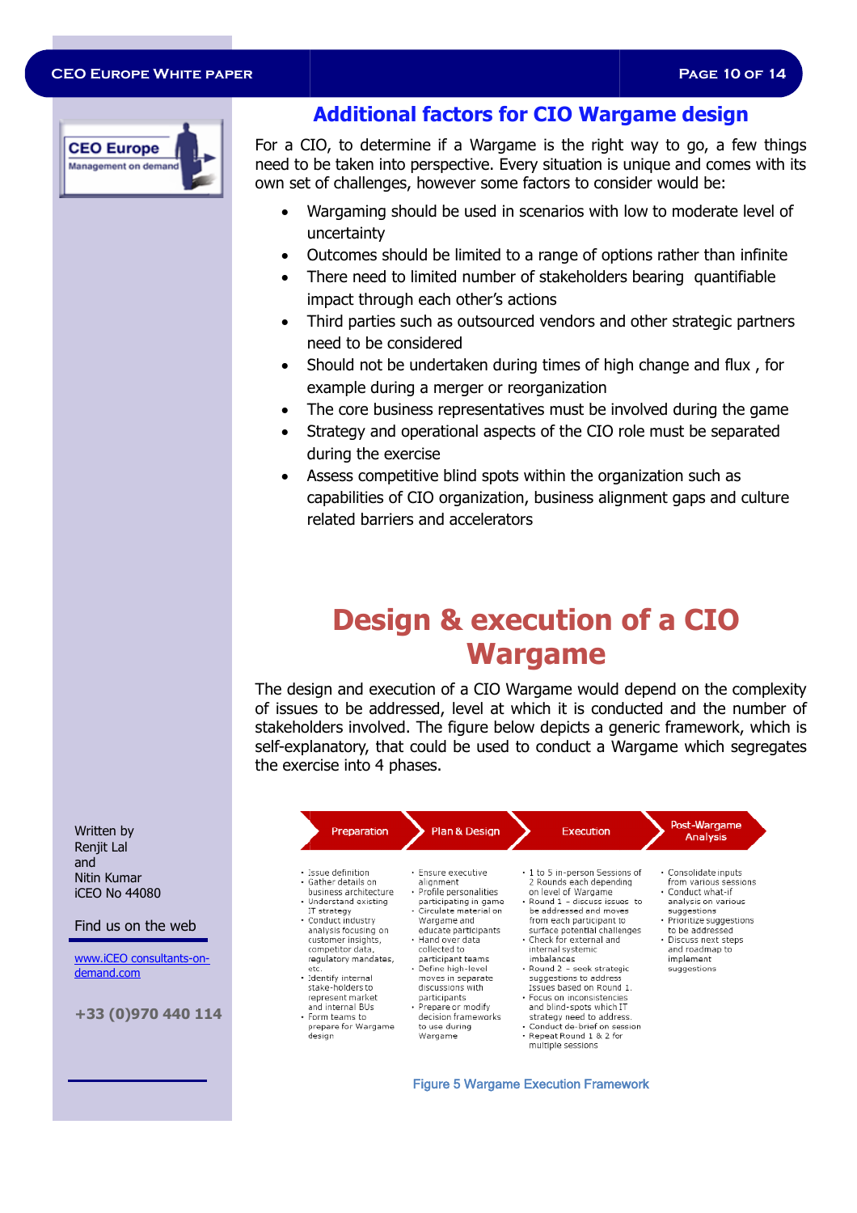## Additional factors for CIO Wargame design

For a CIO, to determine if a Wargame is the right way to go, a few things need to be taken into perspective. Every situation is unique and comes with its own set of challenges, however some factors to consider would be:

- Wargaming should be used in scenarios with low to moderate level of uncertainty
- Outcomes should be limited to a range of options rather than infinite
- There need to limited number of stakeholders bearing quantifiable impact through each other's actions
- Third parties such as outsourced vendors and other strategic partners need to be considered
- Should not be undertaken during times of high change and flux , for example during a merger or reorganization
- The core business representatives must be involved during the game
- Strategy and operational aspects of the CIO role must be separated during the exercise
- Assess competitive blind spots within the organization such as capabilities of CIO organization, business alignment gaps and culture related barriers and accelerators

# Design & execution of a CIO Wargame

The design and execution of a CIO Wargame would depend on the complexity of issues to be addressed, level at which it is conducted and the number of stakeholders involved. The figure below depicts a generic framework, which is self-explanatory, that could be used to conduct a Wargame which segregates the exercise into 4 phases.

| Preparation | Plan & Design | Execution | Post-Wargame Analysis |
|---|---|---|---|
| · Issue definition<br>· Gather details on business architecture<br>· Understand existing IT strategy<br>· Conduct industry analysis focusing on customer insights, competitor data, regulatory mandates, etc.<br>· Identify internal stake-holders to represent market and internal BUs<br>· Form teams to prepare for Wargame design | · Ensure executive alignment<br>· Profile personalities participating in game<br>· Circulate material on Wargame and educate participants<br>· Hand over data collected to participant teams<br>· Define high-level moves in separate discussions with participants<br>· Prepare or modify decision frameworks to use during Wargame | · 1 to 5 in-person Sessions of 2 Rounds each depending on level of Wargame<br>· Round 1 – discuss issues to be addressed and moves from each participant to surface potential challenges<br>· Check for external and internal systemic imbalances<br>· Round 2 – seek strategic suggestions to address Issues based on Round 1.<br>· Focus on inconsistencies and blind-spots which IT strategy need to address.<br>· Conduct de-brief on session<br>· Repeat Round 1 & 2 for multiple sessions | · Consolidate inputs from various sessions<br>· Conduct what-if analysis on various suggestions<br>· Prioritize suggestions to be addressed<br>· Discuss next steps and roadmap to implement suggestions |

Figure 5 Wargame Execution Framework

Written by
Renjit Lal
and
Nitin Kumar
iCEO No 44080

Find us on the web

www.iCEO consultants-on-demand.com

+33 (0)970 440 114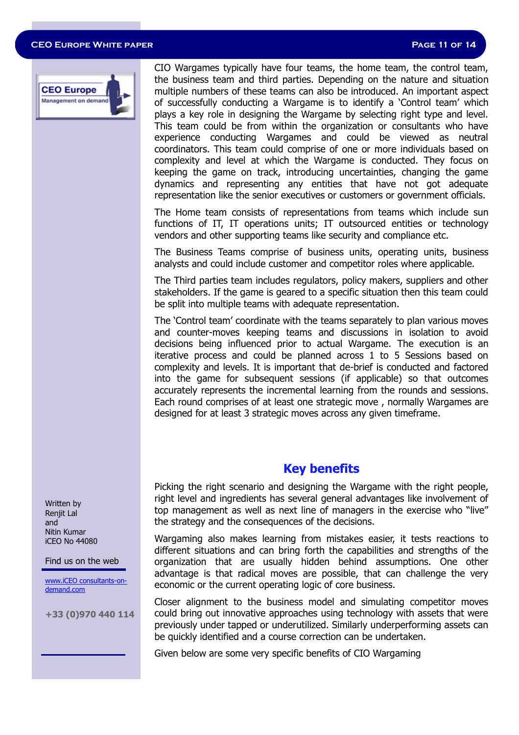CIO Wargames typically have four teams, the home team, the control team, the business team and third parties. Depending on the nature and situation multiple numbers of these teams can also be introduced. An important aspect of successfully conducting a Wargame is to identify a 'Control team' which plays a key role in designing the Wargame by selecting right type and level. This team could be from within the organization or consultants who have experience conducting Wargames and could be viewed as neutral coordinators. This team could comprise of one or more individuals based on complexity and level at which the Wargame is conducted. They focus on keeping the game on track, introducing uncertainties, changing the game dynamics and representing any entities that have not got adequate representation like the senior executives or customers or government officials.

The Home team consists of representations from teams which include sun functions of IT, IT operations units; IT outsourced entities or technology vendors and other supporting teams like security and compliance etc.

The Business Teams comprise of business units, operating units, business analysts and could include customer and competitor roles where applicable.

The Third parties team includes regulators, policy makers, suppliers and other stakeholders. If the game is geared to a specific situation then this team could be split into multiple teams with adequate representation.

The 'Control team' coordinate with the teams separately to plan various moves and counter-moves keeping teams and discussions in isolation to avoid decisions being influenced prior to actual Wargame. The execution is an iterative process and could be planned across 1 to 5 Sessions based on complexity and levels. It is important that de-brief is conducted and factored into the game for subsequent sessions (if applicable) so that outcomes accurately represents the incremental learning from the rounds and sessions. Each round comprises of at least one strategic move , normally Wargames are designed for at least 3 strategic moves across any given timeframe.

## Key benefits

Picking the right scenario and designing the Wargame with the right people, right level and ingredients has several general advantages like involvement of top management as well as next line of managers in the exercise who "live" the strategy and the consequences of the decisions.

Wargaming also makes learning from mistakes easier, it tests reactions to different situations and can bring forth the capabilities and strengths of the organization that are usually hidden behind assumptions. One other advantage is that radical moves are possible, that can challenge the very economic or the current operating logic of core business.

Closer alignment to the business model and simulating competitor moves could bring out innovative approaches using technology with assets that were previously under tapped or underutilized. Similarly underperforming assets can be quickly identified and a course correction can be undertaken.

Given below are some very specific benefits of CIO Wargaming

Written by
Renjit Lal
and
Nitin Kumar
iCEO No 44080

Find us on the web

www.iCEO consultants-on-demand.com

+33 (0)970 440 114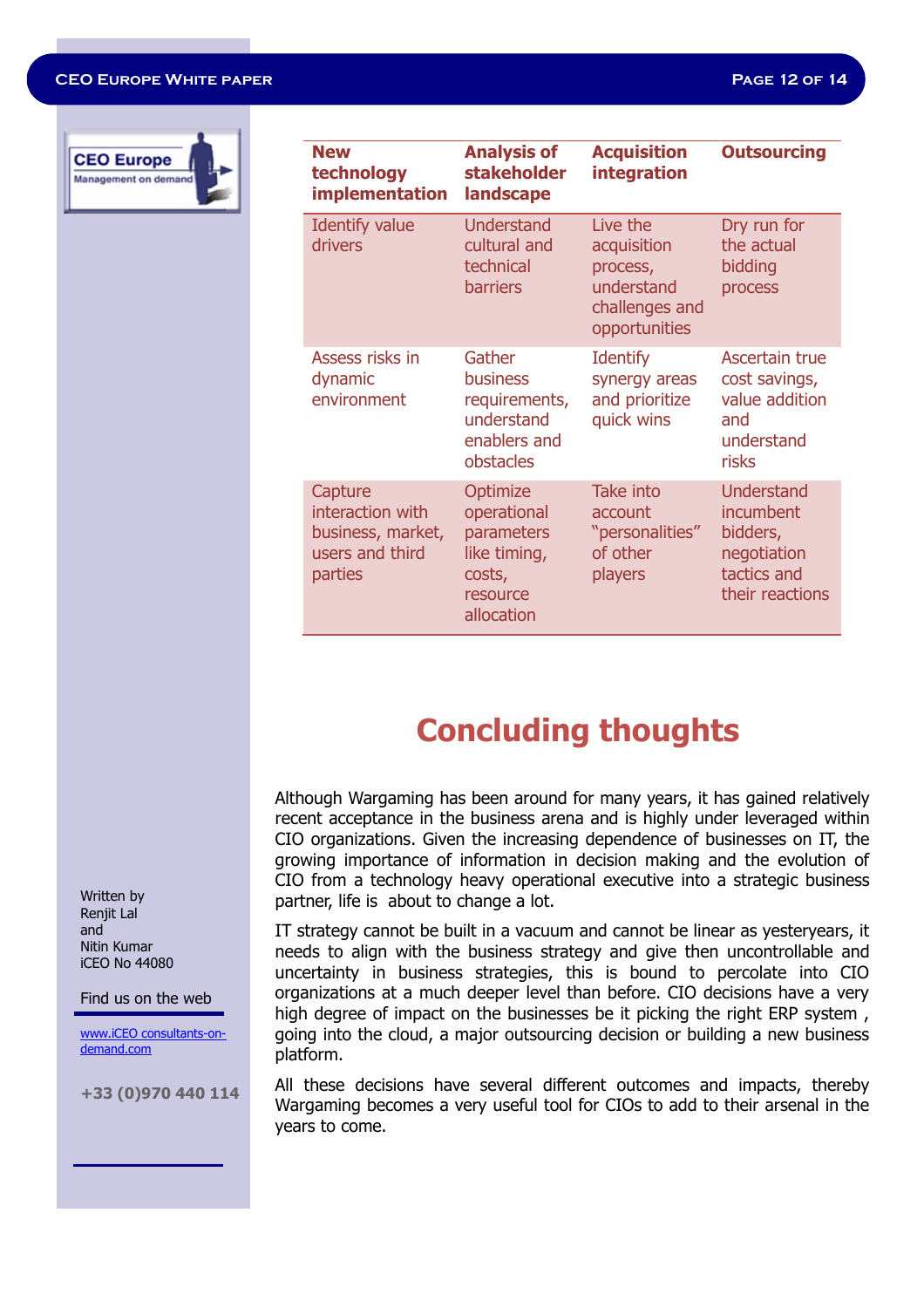| New technology implementation | Analysis of stakeholder landscape | Acquisition integration | Outsourcing |
|---|---|---|---|
| Identify value drivers | Understand cultural and technical barriers | Live the acquisition process, understand challenges and opportunities | Dry run for the actual bidding process |
| Assess risks in dynamic environment | Gather business requirements, understand enablers and obstacles | Identify synergy areas and prioritize quick wins | Ascertain true cost savings, value addition and understand risks |
| Capture interaction with business, market, users and third parties | Optimize operational parameters like timing, costs, resource allocation | Take into account "personalities" of other players | Understand incumbent bidders, negotiation tactics and their reactions |

# Concluding thoughts

Although Wargaming has been around for many years, it has gained relatively recent acceptance in the business arena and is highly under leveraged within CIO organizations. Given the increasing dependence of businesses on IT, the growing importance of information in decision making and the evolution of CIO from a technology heavy operational executive into a strategic business partner, life is about to change a lot.

IT strategy cannot be built in a vacuum and cannot be linear as yesteryears, it needs to align with the business strategy and give then uncontrollable and uncertainty in business strategies, this is bound to percolate into CIO organizations at a much deeper level than before. CIO decisions have a very high degree of impact on the businesses be it picking the right ERP system , going into the cloud, a major outsourcing decision or building a new business platform.

All these decisions have several different outcomes and impacts, thereby Wargaming becomes a very useful tool for CIOs to add to their arsenal in the years to come.

Written by
Renjit Lal
and
Nitin Kumar
iCEO No 44080

Find us on the web

www.iCEO consultants-on-demand.com

+33 (0)970 440 114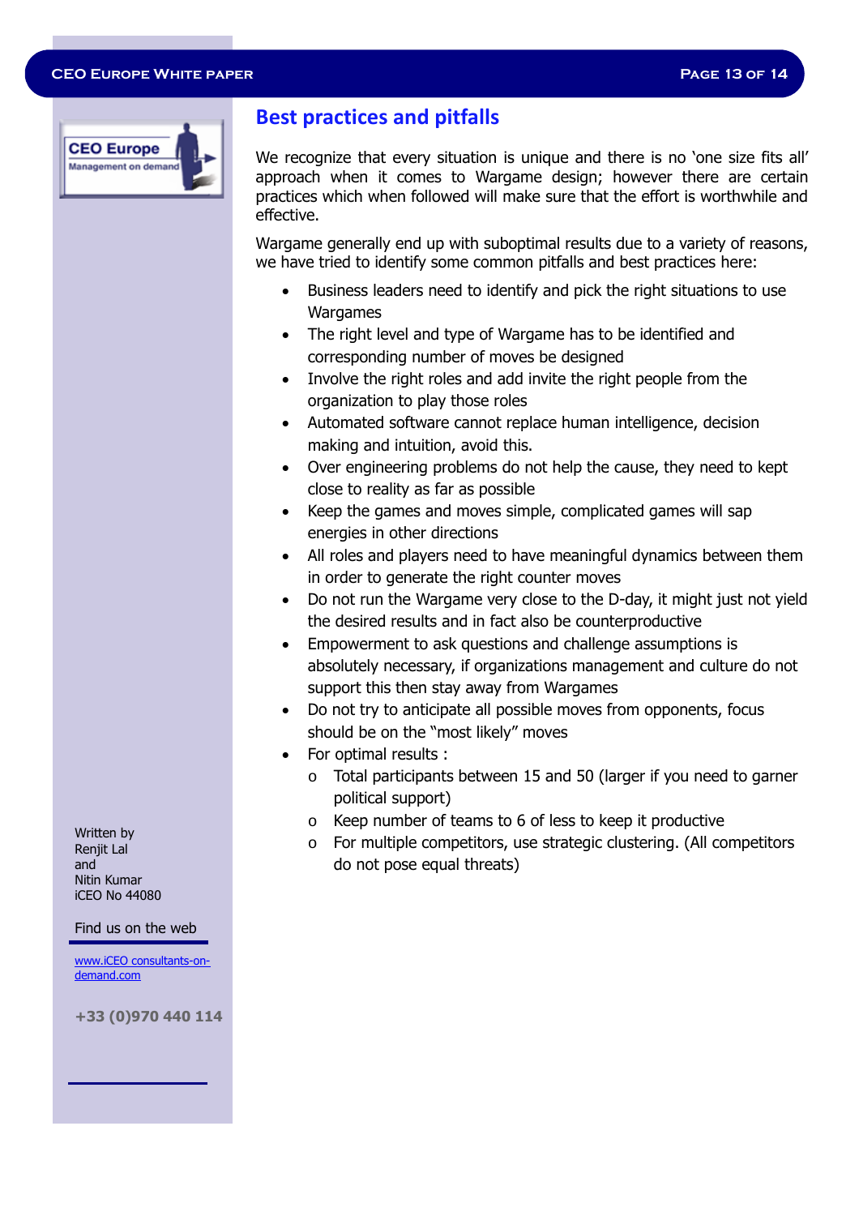## Best practices and pitfalls

We recognize that every situation is unique and there is no 'one size fits all' approach when it comes to Wargame design; however there are certain practices which when followed will make sure that the effort is worthwhile and effective.

Wargame generally end up with suboptimal results due to a variety of reasons, we have tried to identify some common pitfalls and best practices here:

- Business leaders need to identify and pick the right situations to use Wargames
- The right level and type of Wargame has to be identified and corresponding number of moves be designed
- Involve the right roles and add invite the right people from the organization to play those roles
- Automated software cannot replace human intelligence, decision making and intuition, avoid this.
- Over engineering problems do not help the cause, they need to kept close to reality as far as possible
- Keep the games and moves simple, complicated games will sap energies in other directions
- All roles and players need to have meaningful dynamics between them in order to generate the right counter moves
- Do not run the Wargame very close to the D-day, it might just not yield the desired results and in fact also be counterproductive
- Empowerment to ask questions and challenge assumptions is absolutely necessary, if organizations management and culture do not support this then stay away from Wargames
- Do not try to anticipate all possible moves from opponents, focus should be on the "most likely" moves
- For optimal results :
  - Total participants between 15 and 50 (larger if you need to garner political support)
  - Keep number of teams to 6 of less to keep it productive
  - For multiple competitors, use strategic clustering. (All competitors do not pose equal threats)

Written by
Renjit Lal
and
Nitin Kumar
iCEO No 44080

Find us on the web

[www.iCEO consultants-on-demand.com](www.iCEO consultants-on-demand.com)

+33 (0)970 440 114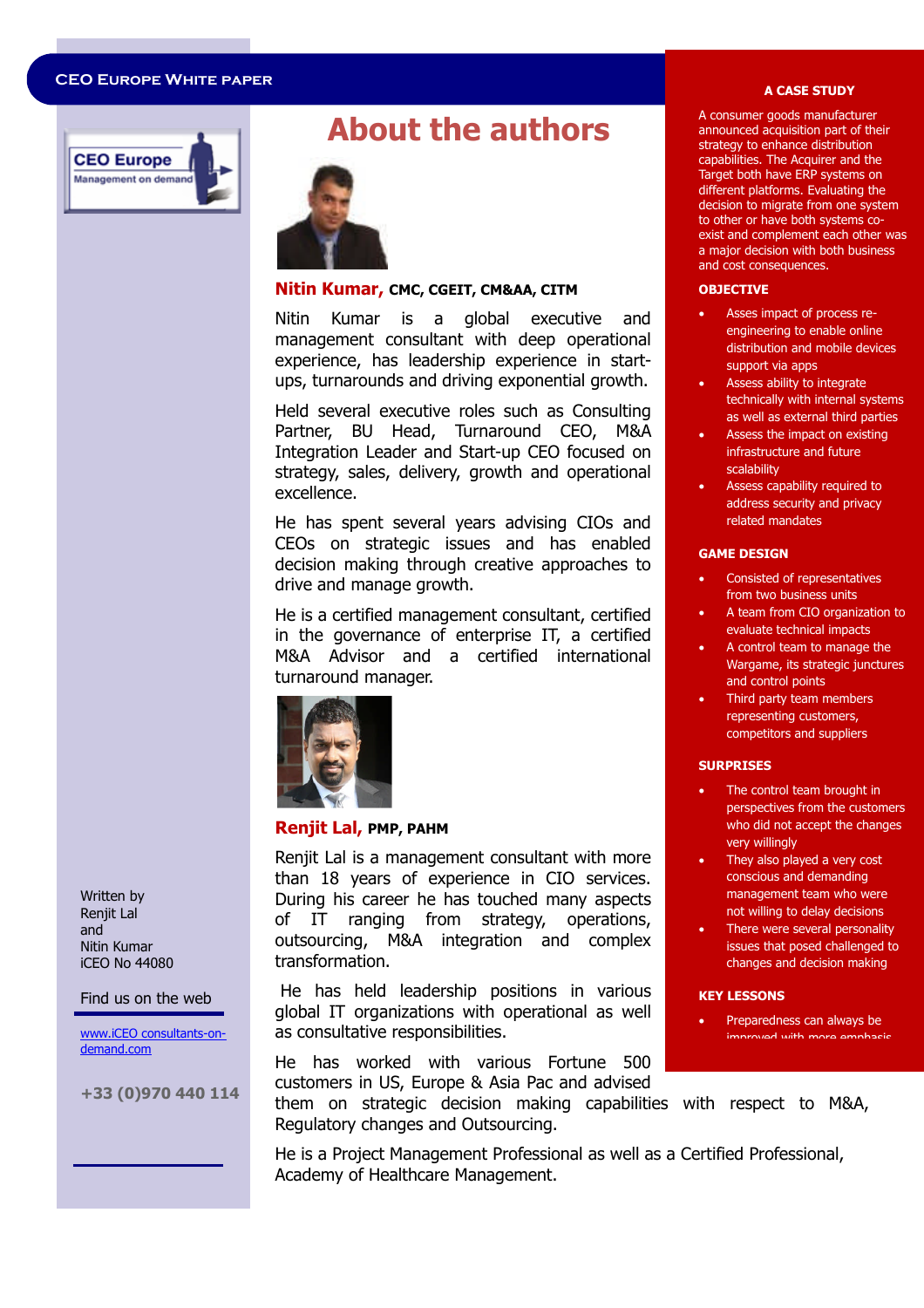# About the authors

**Nitin Kumar,** **CMC, CGEIT, CM&AA, CITM**

Nitin Kumar is a global executive and management consultant with deep operational experience, has leadership experience in start-ups, turnarounds and driving exponential growth.

Held several executive roles such as Consulting Partner, BU Head, Turnaround CEO, M&A Integration Leader and Start-up CEO focused on strategy, sales, delivery, growth and operational excellence.

He has spent several years advising CIOs and CEOs on strategic issues and has enabled decision making through creative approaches to drive and manage growth.

He is a certified management consultant, certified in the governance of enterprise IT, a certified M&A Advisor and a certified international turnaround manager.

**Renjit Lal,** **PMP, PAHM**

Renjit Lal is a management consultant with more than 18 years of experience in CIO services. During his career he has touched many aspects of IT ranging from strategy, operations, outsourcing, M&A integration and complex transformation.

He has held leadership positions in various global IT organizations with operational as well as consultative responsibilities.

He has worked with various Fortune 500 customers in US, Europe & Asia Pac and advised them on strategic decision making capabilities with respect to M&A, Regulatory changes and Outsourcing.

He is a Project Management Professional as well as a Certified Professional, Academy of Healthcare Management.

Written by
Renjit Lal
and
Nitin Kumar
iCEO No 44080

Find us on the web

www.iCEO consultants-on-demand.com

**+33 (0)970 440 114**

### A CASE STUDY

A consumer goods manufacturer announced acquisition part of their strategy to enhance distribution capabilities. The Acquirer and the Target both have ERP systems on different platforms. Evaluating the decision to migrate from one system to other or have both systems co-exist and complement each other was a major decision with both business and cost consequences.

### OBJECTIVE

- Asses impact of process re-engineering to enable online distribution and mobile devices support via apps
- Assess ability to integrate technically with internal systems as well as external third parties
- Assess the impact on existing infrastructure and future scalability
- Assess capability required to address security and privacy related mandates

### GAME DESIGN

- Consisted of representatives from two business units
- A team from CIO organization to evaluate technical impacts
- A control team to manage the Wargame, its strategic junctures and control points
- Third party team members representing customers, competitors and suppliers

### SURPRISES

- The control team brought in perspectives from the customers who did not accept the changes very willingly
- They also played a very cost conscious and demanding management team who were not willing to delay decisions
- There were several personality issues that posed challenged to changes and decision making

### KEY LESSONS

- Preparedness can always be improved with more emphasis